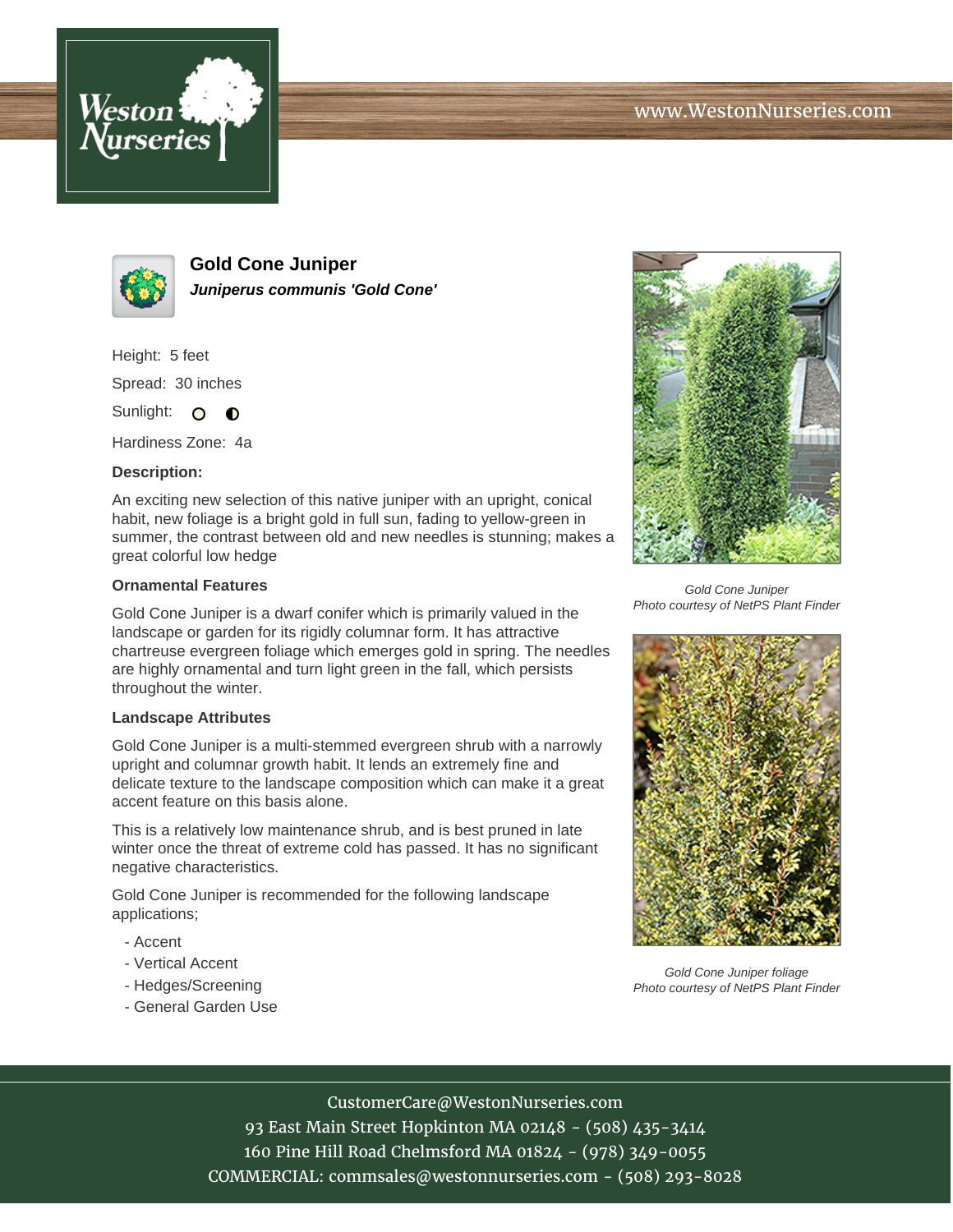# Gold Cone Juniper

***Juniperus communis 'Gold Cone'***

Height: 5 feet

Spread: 30 inches

Sunlight:

Hardiness Zone: 4a

**Description:**

An exciting new selection of this native juniper with an upright, conical habit, new foliage is a bright gold in full sun, fading to yellow-green in summer, the contrast between old and new needles is stunning; makes a great colorful low hedge

### Ornamental Features

Gold Cone Juniper is a dwarf conifer which is primarily valued in the landscape or garden for its rigidly columnar form. It has attractive chartreuse evergreen foliage which emerges gold in spring. The needles are highly ornamental and turn light green in the fall, which persists throughout the winter.

### Landscape Attributes

Gold Cone Juniper is a multi-stemmed evergreen shrub with a narrowly upright and columnar growth habit. It lends an extremely fine and delicate texture to the landscape composition which can make it a great accent feature on this basis alone.

This is a relatively low maintenance shrub, and is best pruned in late winter once the threat of extreme cold has passed. It has no significant negative characteristics.

Gold Cone Juniper is recommended for the following landscape applications;

- Accent
- Vertical Accent
- Hedges/Screening
- General Garden Use

*Gold Cone Juniper*
*Photo courtesy of NetPS Plant Finder*

*Gold Cone Juniper foliage*
*Photo courtesy of NetPS Plant Finder*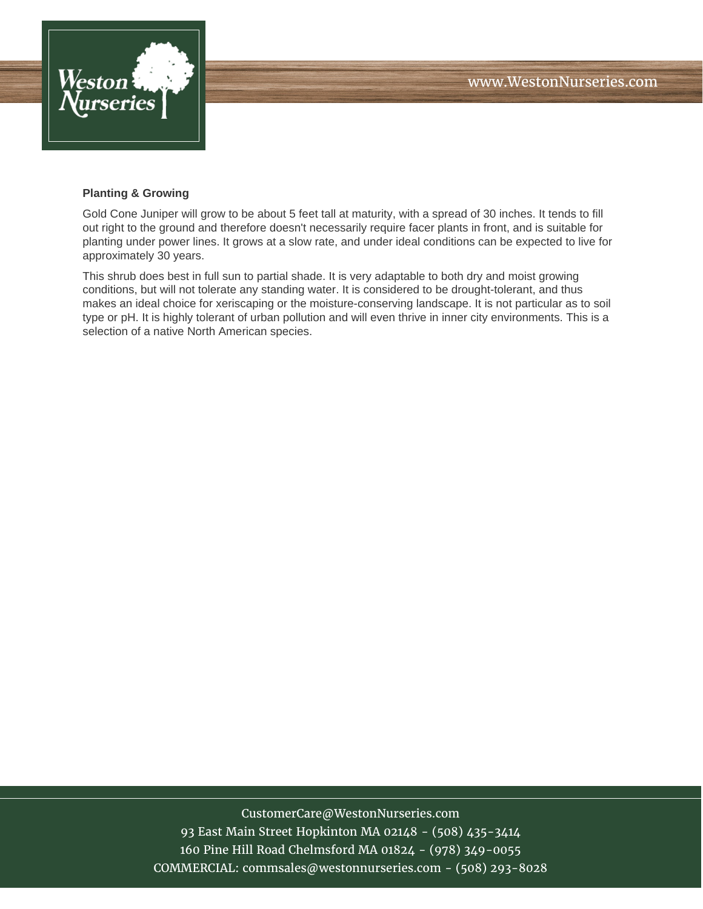### Planting & Growing

Gold Cone Juniper will grow to be about 5 feet tall at maturity, with a spread of 30 inches. It tends to fill out right to the ground and therefore doesn't necessarily require facer plants in front, and is suitable for planting under power lines. It grows at a slow rate, and under ideal conditions can be expected to live for approximately 30 years.

This shrub does best in full sun to partial shade. It is very adaptable to both dry and moist growing conditions, but will not tolerate any standing water. It is considered to be drought-tolerant, and thus makes an ideal choice for xeriscaping or the moisture-conserving landscape. It is not particular as to soil type or pH. It is highly tolerant of urban pollution and will even thrive in inner city environments. This is a selection of a native North American species.